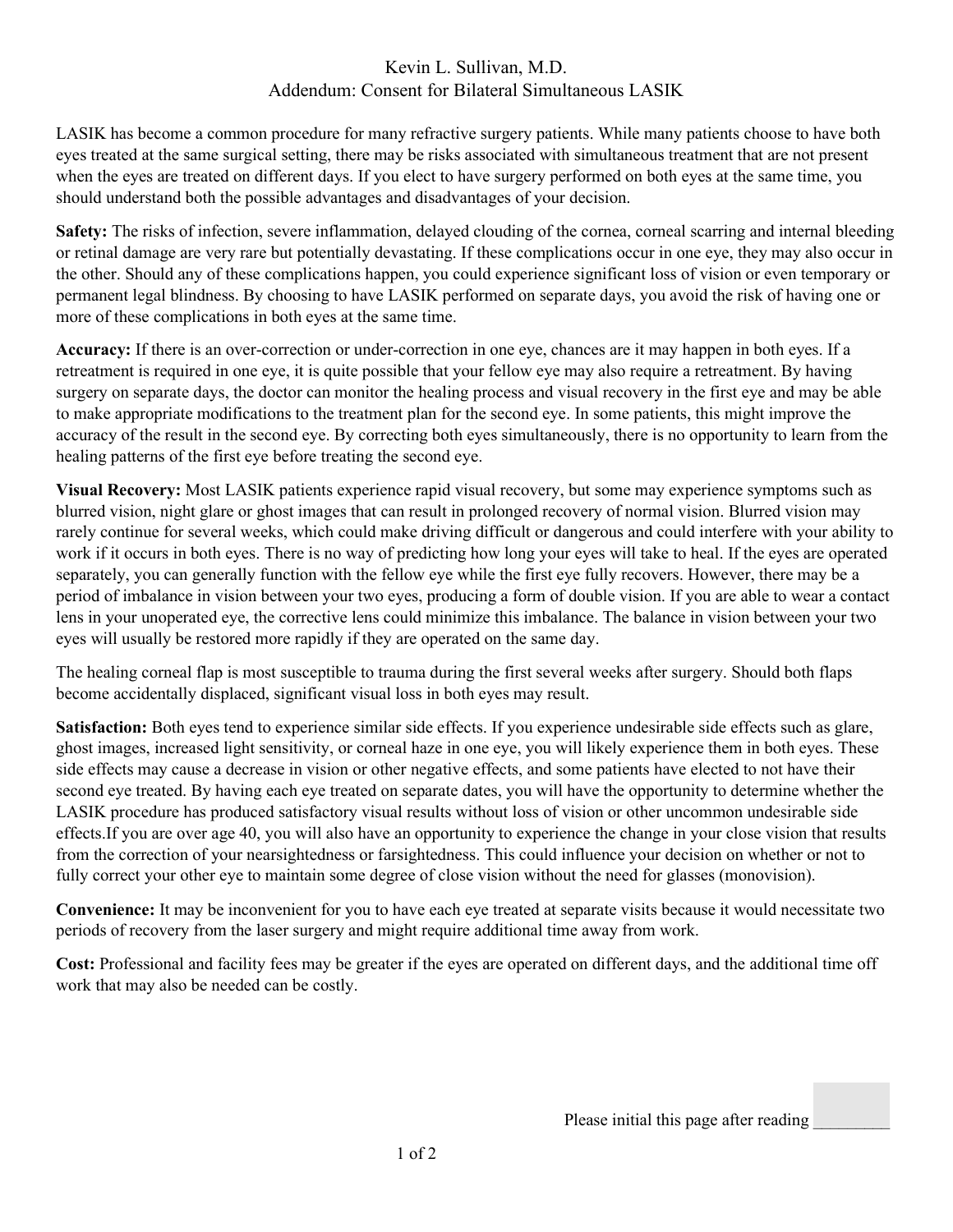# Kevin L. Sullivan, M.D.

## Addendum: Consent for Bilateral Simultaneous LASIK

LASIK has become a common procedure for many refractive surgery patients. While many patients choose to have both eyes treated at the same surgical setting, there may be risks associated with simultaneous treatment that are not present when the eyes are treated on different days. If you elect to have surgery performed on both eyes at the same time, you should understand both the possible advantages and disadvantages of your decision.

**Safety:** The risks of infection, severe inflammation, delayed clouding of the cornea, corneal scarring and internal bleeding or retinal damage are very rare but potentially devastating. If these complications occur in one eye, they may also occur in the other. Should any of these complications happen, you could experience significant loss of vision or even temporary or permanent legal blindness. By choosing to have LASIK performed on separate days, you avoid the risk of having one or more of these complications in both eyes at the same time.

**Accuracy:** If there is an over-correction or under-correction in one eye, chances are it may happen in both eyes. If a retreatment is required in one eye, it is quite possible that your fellow eye may also require a retreatment. By having surgery on separate days, the doctor can monitor the healing process and visual recovery in the first eye and may be able to make appropriate modifications to the treatment plan for the second eye. In some patients, this might improve the accuracy of the result in the second eye. By correcting both eyes simultaneously, there is no opportunity to learn from the healing patterns of the first eye before treating the second eye.

**Visual Recovery:** Most LASIK patients experience rapid visual recovery, but some may experience symptoms such as blurred vision, night glare or ghost images that can result in prolonged recovery of normal vision. Blurred vision may rarely continue for several weeks, which could make driving difficult or dangerous and could interfere with your ability to work if it occurs in both eyes. There is no way of predicting how long your eyes will take to heal. If the eyes are operated separately, you can generally function with the fellow eye while the first eye fully recovers. However, there may be a period of imbalance in vision between your two eyes, producing a form of double vision. If you are able to wear a contact lens in your unoperated eye, the corrective lens could minimize this imbalance. The balance in vision between your two eyes will usually be restored more rapidly if they are operated on the same day.

The healing corneal flap is most susceptible to trauma during the first several weeks after surgery. Should both flaps become accidentally displaced, significant visual loss in both eyes may result.

**Satisfaction:** Both eyes tend to experience similar side effects. If you experience undesirable side effects such as glare, ghost images, increased light sensitivity, or corneal haze in one eye, you will likely experience them in both eyes. These side effects may cause a decrease in vision or other negative effects, and some patients have elected to not have their second eye treated. By having each eye treated on separate dates, you will have the opportunity to determine whether the LASIK procedure has produced satisfactory visual results without loss of vision or other uncommon undesirable side effects.If you are over age 40, you will also have an opportunity to experience the change in your close vision that results from the correction of your nearsightedness or farsightedness. This could influence your decision on whether or not to fully correct your other eye to maintain some degree of close vision without the need for glasses (monovision).

**Convenience:** It may be inconvenient for you to have each eye treated at separate visits because it would necessitate two periods of recovery from the laser surgery and might require additional time away from work.

**Cost:** Professional and facility fees may be greater if the eyes are operated on different days, and the additional time off work that may also be needed can be costly.

Please initial this page after reading _________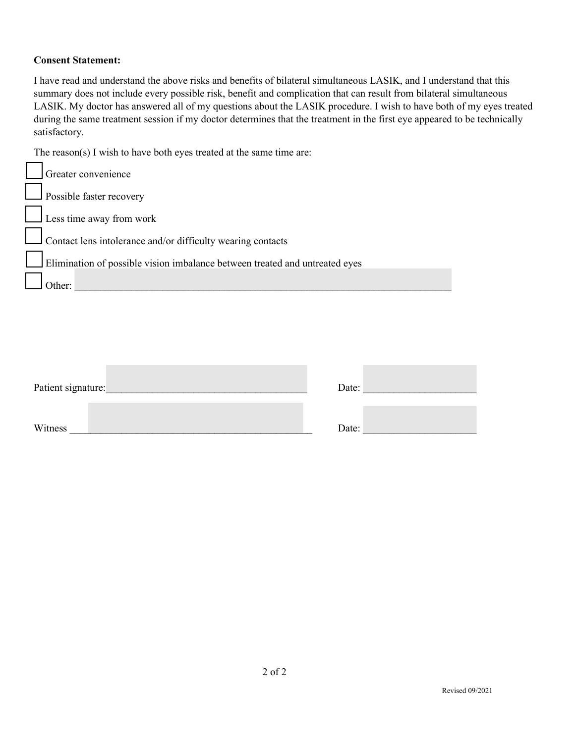**Consent Statement:**

I have read and understand the above risks and benefits of bilateral simultaneous LASIK, and I understand that this summary does not include every possible risk, benefit and complication that can result from bilateral simultaneous LASIK. My doctor has answered all of my questions about the LASIK procedure. I wish to have both of my eyes treated during the same treatment session if my doctor determines that the treatment in the first eye appeared to be technically satisfactory.

The reason(s) I wish to have both eyes treated at the same time are:

- ☐ Greater convenience
- ☐ Possible faster recovery
- ☐ Less time away from work
- ☐ Contact lens intolerance and/or difficulty wearing contacts
- ☐ Elimination of possible vision imbalance between treated and untreated eyes
- ☐ Other: ______________________________________________________________________

Patient signature:______________________________________ Date: _____________________

Witness ______________________________________________ Date: _____________________

Revised 09/2021